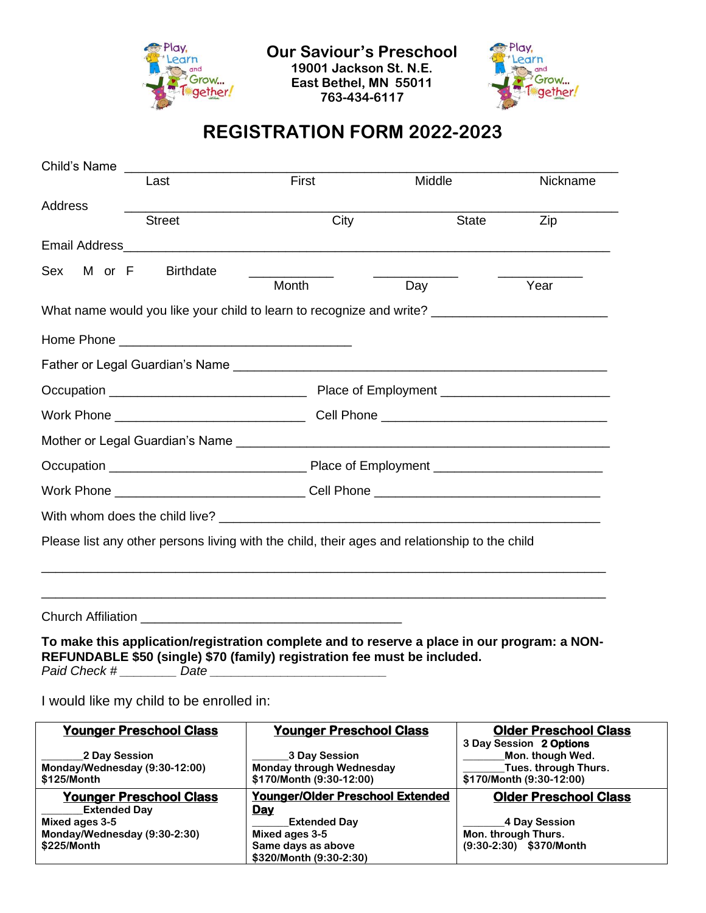# Our Saviour's Preschool

**19001 Jackson St. N.E.**
**East Bethel, MN 55011**
**763-434-6117**

## REGISTRATION FORM 2022-2023

Child's Name ____________________________________________________________
Last First Middle Nickname

Address ____________________________________________________________
Street City State Zip

Email Address____________________________________________________________

Sex M or F Birthdate ____________ ____________ ____________
Month Day Year

What name would you like your child to learn to recognize and write? ______________________

Home Phone ______________________________

Father or Legal Guardian's Name ______________________________________________

Occupation __________________________ Place of Employment ______________________

Work Phone __________________________ Cell Phone ______________________________

Mother or Legal Guardian's Name ______________________________________________

Occupation __________________________ Place of Employment ______________________

Work Phone __________________________ Cell Phone ______________________________

With whom does the child live? ______________________________________________

Please list any other persons living with the child, their ages and relationship to the child

____________________________________________________________________________

____________________________________________________________________________

Church Affiliation __________________________________

**To make this application/registration complete and to reserve a place in our program: a NON-REFUNDABLE $50 (single) $70 (family) registration fee must be included.**
*Paid Check # ________ Date ________________________*

I would like my child to be enrolled in:

| | | |
|---|---|---|
| **Younger Preschool Class**<br>_______**2 Day Session**<br>**Monday/Wednesday (9:30-12:00)**<br>**$125/Month** | **Younger Preschool Class**<br>______**3 Day Session**<br>**Monday through Wednesday**<br>**$170/Month (9:30-12:00)** | **Older Preschool Class**<br>**3 Day Session 2 Options**<br>_______**Mon. though Wed.**<br>_______**Tues. through Thurs.**<br>**$170/Month (9:30-12:00)** |
| **Younger Preschool Class**<br>_______**Extended Day**<br>**Mixed ages 3-5**<br>**Monday/Wednesday (9:30-2:30)**<br>**$225/Month** | **Younger/Older Preschool Extended Day**<br>______**Extended Day**<br>**Mixed ages 3-5**<br>**Same days as above**<br>**$320/Month (9:30-2:30)** | **Older Preschool Class**<br>_______**4 Day Session**<br>**Mon. through Thurs.**<br>**(9:30-2:30) $370/Month** |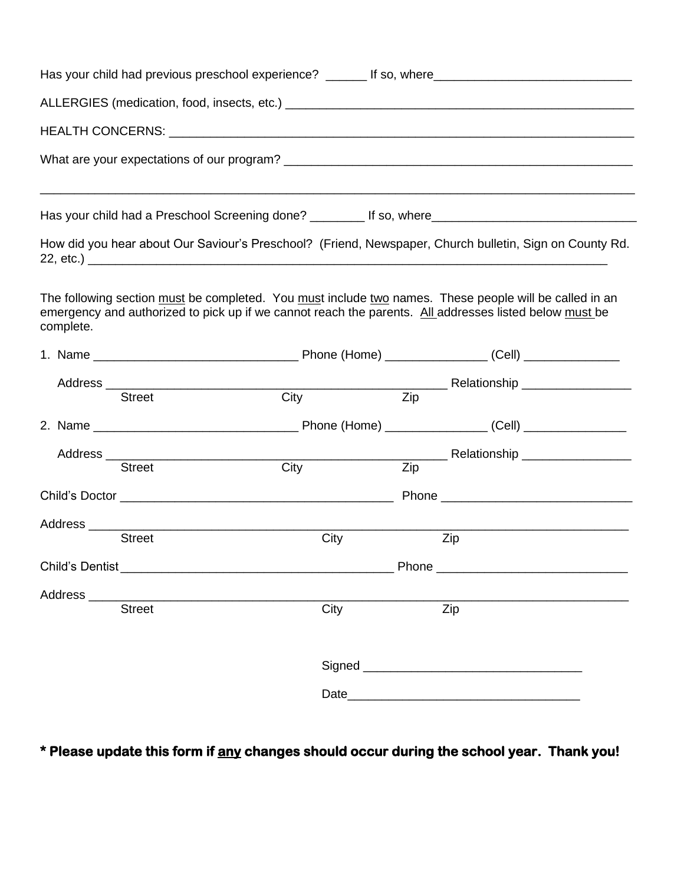Has your child had previous preschool experience? ______ If so, where____________________________

ALLERGIES (medication, food, insects, etc.) _____________________________________________________

HEALTH CONCERNS: ______________________________________________________________________

What are your expectations of our program? _____________________________________________________

_______________________________________________________________________________________

Has your child had a Preschool Screening done? ________ If so, where______________________________

How did you hear about Our Saviour's Preschool? (Friend, Newspaper, Church bulletin, Sign on County Rd. 22, etc.) ______________________________________________________________________________

The following section <u>must</u> be completed. You <u>must</u> include <u>two</u> names. These people will be called in an emergency and authorized to pick up if we cannot reach the parents. <u>All</u> addresses listed below <u>must</u> be complete.

1. Name ______________________________ Phone (Home) _______________ (Cell) ______________

   Address __________________________________________________ Relationship ________________
   Street City Zip

2. Name ______________________________ Phone (Home) _______________ (Cell) _______________

   Address __________________________________________________ Relationship ________________
   Street City Zip

Child's Doctor ________________________________________ Phone ___________________________

Address _________________________________________________________________________________
Street City Zip

Child's Dentist ________________________________________ Phone ___________________________

Address _________________________________________________________________________________
Street City Zip

Signed _______________________________

Date_________________________________

**\* Please update this form if <u>any</u> changes should occur during the school year. Thank you!**